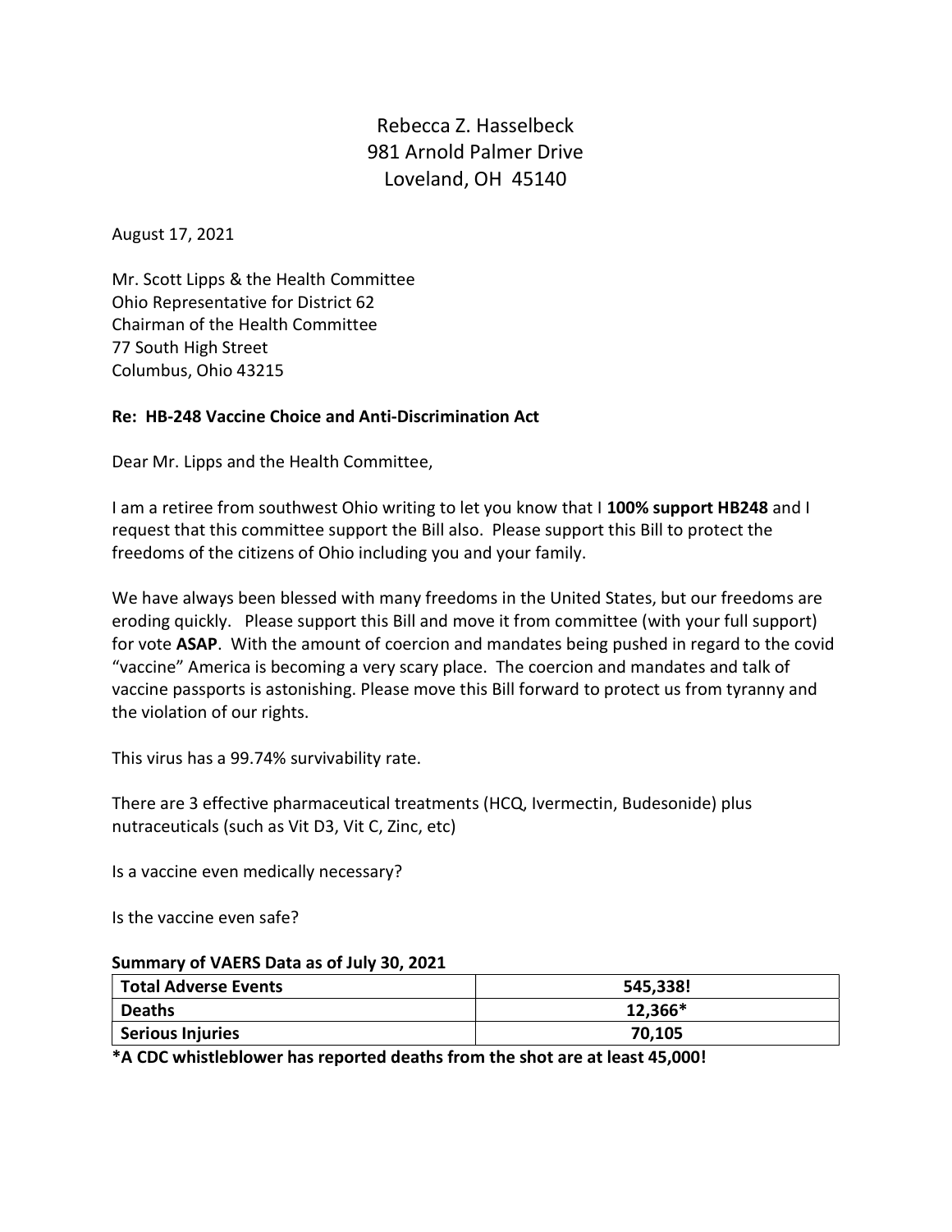Rebecca Z. Hasselbeck
981 Arnold Palmer Drive
Loveland, OH 45140

August 17, 2021

Mr. Scott Lipps & the Health Committee
Ohio Representative for District 62
Chairman of the Health Committee
77 South High Street
Columbus, Ohio 43215

**Re: HB-248 Vaccine Choice and Anti-Discrimination Act**

Dear Mr. Lipps and the Health Committee,

I am a retiree from southwest Ohio writing to let you know that I **100% support HB248** and I request that this committee support the Bill also. Please support this Bill to protect the freedoms of the citizens of Ohio including you and your family.

We have always been blessed with many freedoms in the United States, but our freedoms are eroding quickly. Please support this Bill and move it from committee (with your full support) for vote **ASAP**. With the amount of coercion and mandates being pushed in regard to the covid "vaccine" America is becoming a very scary place. The coercion and mandates and talk of vaccine passports is astonishing. Please move this Bill forward to protect us from tyranny and the violation of our rights.

This virus has a 99.74% survivability rate.

There are 3 effective pharmaceutical treatments (HCQ, Ivermectin, Budesonide) plus nutraceuticals (such as Vit D3, Vit C, Zinc, etc)

Is a vaccine even medically necessary?

Is the vaccine even safe?

**Summary of VAERS Data as of July 30, 2021**

| | |
|---|---|
| **Total Adverse Events** | **545,338!** |
| **Deaths** | **12,366*** |
| **Serious Injuries** | **70,105** |

**\*A CDC whistleblower has reported deaths from the shot are at least 45,000!**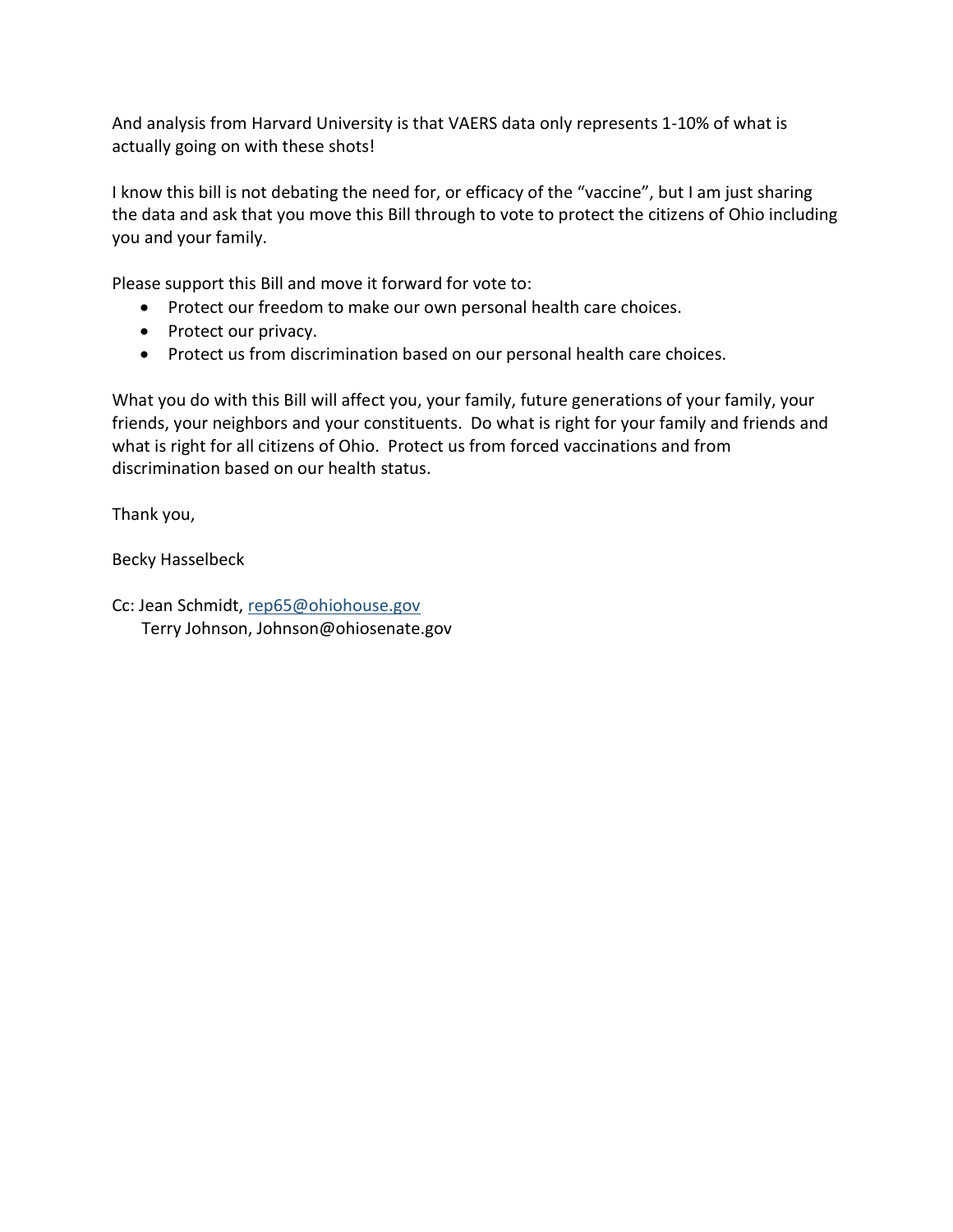And analysis from Harvard University is that VAERS data only represents 1-10% of what is actually going on with these shots!

I know this bill is not debating the need for, or efficacy of the "vaccine", but I am just sharing the data and ask that you move this Bill through to vote to protect the citizens of Ohio including you and your family.

Please support this Bill and move it forward for vote to:

- Protect our freedom to make our own personal health care choices.
- Protect our privacy.
- Protect us from discrimination based on our personal health care choices.

What you do with this Bill will affect you, your family, future generations of your family, your friends, your neighbors and your constituents. Do what is right for your family and friends and what is right for all citizens of Ohio. Protect us from forced vaccinations and from discrimination based on our health status.

Thank you,

Becky Hasselbeck

Cc: Jean Schmidt, rep65@ohiohouse.gov
Terry Johnson, Johnson@ohiosenate.gov